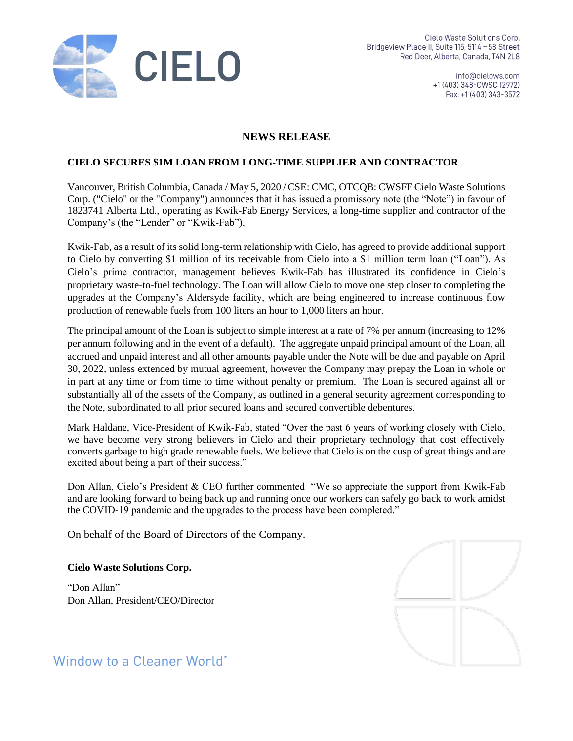Cielo Waste Solutions Corp.
Bridgeview Place II, Suite 115, 5114 – 58 Street
Red Deer, Alberta, Canada, T4N 2L8

info@cielows.com
+1 (403) 348-CWSC (2972)
Fax: +1 (403) 343-3572

# NEWS RELEASE

## CIELO SECURES $1M LOAN FROM LONG-TIME SUPPLIER AND CONTRACTOR

Vancouver, British Columbia, Canada / May 5, 2020 / CSE: CMC, OTCQB: CWSFF Cielo Waste Solutions Corp. ("Cielo" or the "Company") announces that it has issued a promissory note (the "Note") in favour of 1823741 Alberta Ltd., operating as Kwik-Fab Energy Services, a long-time supplier and contractor of the Company's (the "Lender" or "Kwik-Fab").

Kwik-Fab, as a result of its solid long-term relationship with Cielo, has agreed to provide additional support to Cielo by converting $1 million of its receivable from Cielo into a $1 million term loan ("Loan"). As Cielo's prime contractor, management believes Kwik-Fab has illustrated its confidence in Cielo's proprietary waste-to-fuel technology. The Loan will allow Cielo to move one step closer to completing the upgrades at the Company's Aldersyde facility, which are being engineered to increase continuous flow production of renewable fuels from 100 liters an hour to 1,000 liters an hour.

The principal amount of the Loan is subject to simple interest at a rate of 7% per annum (increasing to 12% per annum following and in the event of a default). The aggregate unpaid principal amount of the Loan, all accrued and unpaid interest and all other amounts payable under the Note will be due and payable on April 30, 2022, unless extended by mutual agreement, however the Company may prepay the Loan in whole or in part at any time or from time to time without penalty or premium. The Loan is secured against all or substantially all of the assets of the Company, as outlined in a general security agreement corresponding to the Note, subordinated to all prior secured loans and secured convertible debentures.

Mark Haldane, Vice-President of Kwik-Fab, stated "Over the past 6 years of working closely with Cielo, we have become very strong believers in Cielo and their proprietary technology that cost effectively converts garbage to high grade renewable fuels. We believe that Cielo is on the cusp of great things and are excited about being a part of their success."

Don Allan, Cielo's President & CEO further commented "We so appreciate the support from Kwik-Fab and are looking forward to being back up and running once our workers can safely go back to work amidst the COVID-19 pandemic and the upgrades to the process have been completed."

On behalf of the Board of Directors of the Company.

**Cielo Waste Solutions Corp.**

"Don Allan"
Don Allan, President/CEO/Director

Window to a Cleaner World™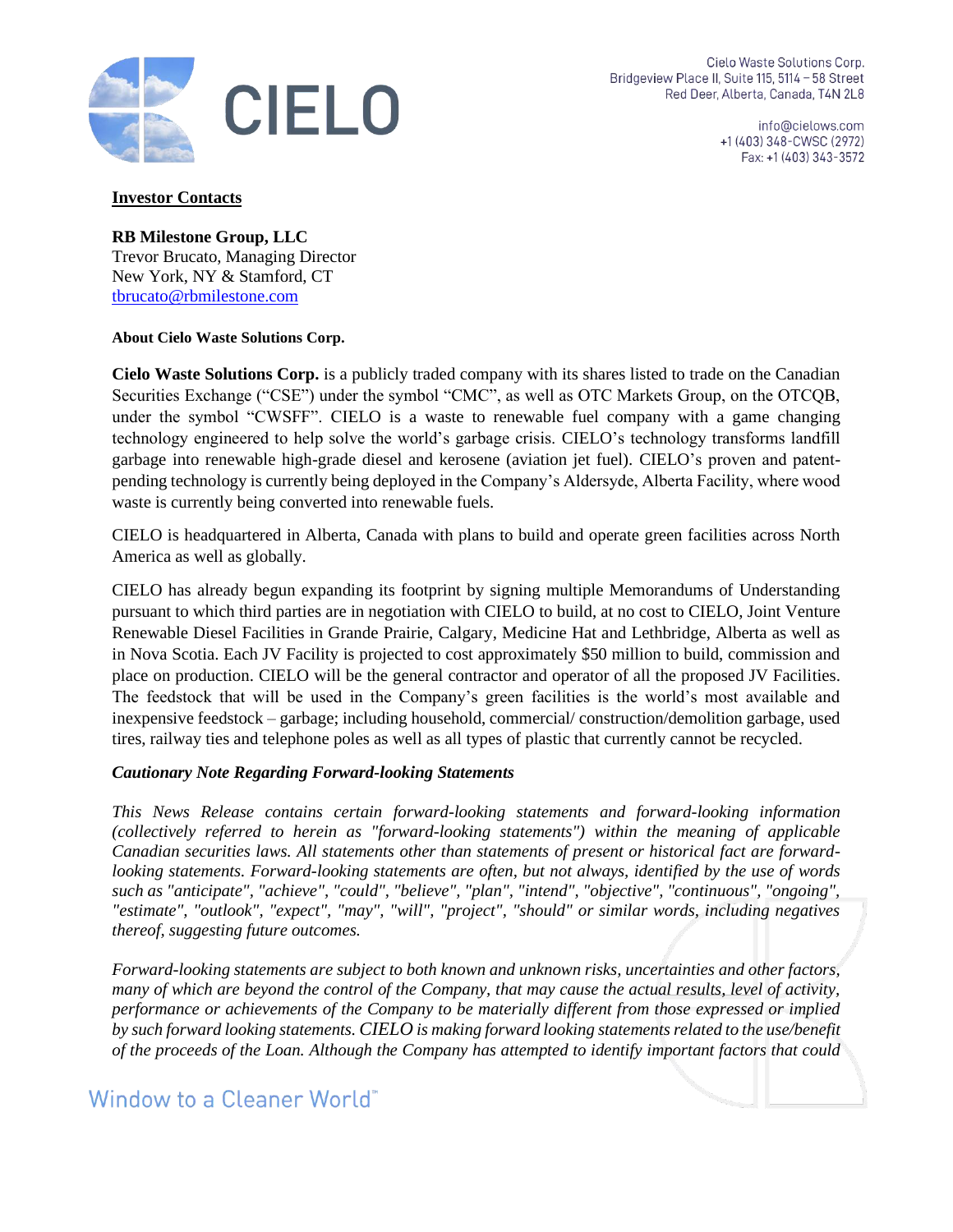**Investor Contacts**

**RB Milestone Group, LLC**
Trevor Brucato, Managing Director
New York, NY & Stamford, CT
tbrucato@rbmilestone.com

**About Cielo Waste Solutions Corp.**

**Cielo Waste Solutions Corp.** is a publicly traded company with its shares listed to trade on the Canadian Securities Exchange ("CSE") under the symbol "CMC", as well as OTC Markets Group, on the OTCQB, under the symbol "CWSFF". CIELO is a waste to renewable fuel company with a game changing technology engineered to help solve the world's garbage crisis. CIELO's technology transforms landfill garbage into renewable high-grade diesel and kerosene (aviation jet fuel). CIELO's proven and patent-pending technology is currently being deployed in the Company's Aldersyde, Alberta Facility, where wood waste is currently being converted into renewable fuels.

CIELO is headquartered in Alberta, Canada with plans to build and operate green facilities across North America as well as globally.

CIELO has already begun expanding its footprint by signing multiple Memorandums of Understanding pursuant to which third parties are in negotiation with CIELO to build, at no cost to CIELO, Joint Venture Renewable Diesel Facilities in Grande Prairie, Calgary, Medicine Hat and Lethbridge, Alberta as well as in Nova Scotia. Each JV Facility is projected to cost approximately $50 million to build, commission and place on production. CIELO will be the general contractor and operator of all the proposed JV Facilities. The feedstock that will be used in the Company's green facilities is the world's most available and inexpensive feedstock – garbage; including household, commercial/ construction/demolition garbage, used tires, railway ties and telephone poles as well as all types of plastic that currently cannot be recycled.

***Cautionary Note Regarding Forward-looking Statements***

*This News Release contains certain forward-looking statements and forward-looking information (collectively referred to herein as "forward-looking statements") within the meaning of applicable Canadian securities laws. All statements other than statements of present or historical fact are forward-looking statements. Forward-looking statements are often, but not always, identified by the use of words such as "anticipate", "achieve", "could", "believe", "plan", "intend", "objective", "continuous", "ongoing", "estimate", "outlook", "expect", "may", "will", "project", "should" or similar words, including negatives thereof, suggesting future outcomes.*

*Forward-looking statements are subject to both known and unknown risks, uncertainties and other factors, many of which are beyond the control of the Company, that may cause the actual results, level of activity, performance or achievements of the Company to be materially different from those expressed or implied by such forward looking statements. CIELO is making forward looking statements related to the use/benefit of the proceeds of the Loan. Although the Company has attempted to identify important factors that could*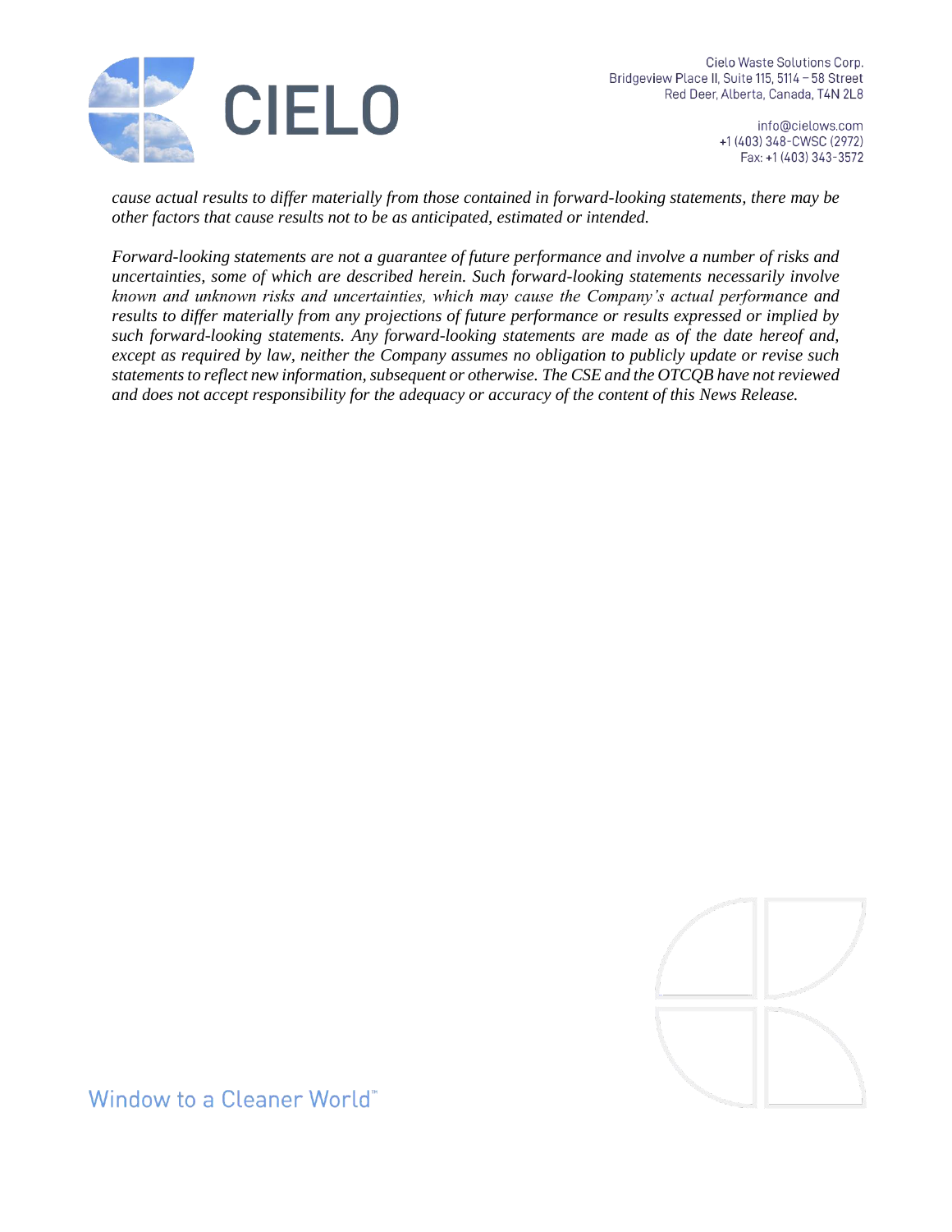*cause actual results to differ materially from those contained in forward-looking statements, there may be other factors that cause results not to be as anticipated, estimated or intended.*

*Forward-looking statements are not a guarantee of future performance and involve a number of risks and uncertainties, some of which are described herein. Such forward-looking statements necessarily involve known and unknown risks and uncertainties, which may cause the Company's actual performance and results to differ materially from any projections of future performance or results expressed or implied by such forward-looking statements. Any forward-looking statements are made as of the date hereof and, except as required by law, neither the Company assumes no obligation to publicly update or revise such statements to reflect new information, subsequent or otherwise. The CSE and the OTCQB have not reviewed and does not accept responsibility for the adequacy or accuracy of the content of this News Release.*